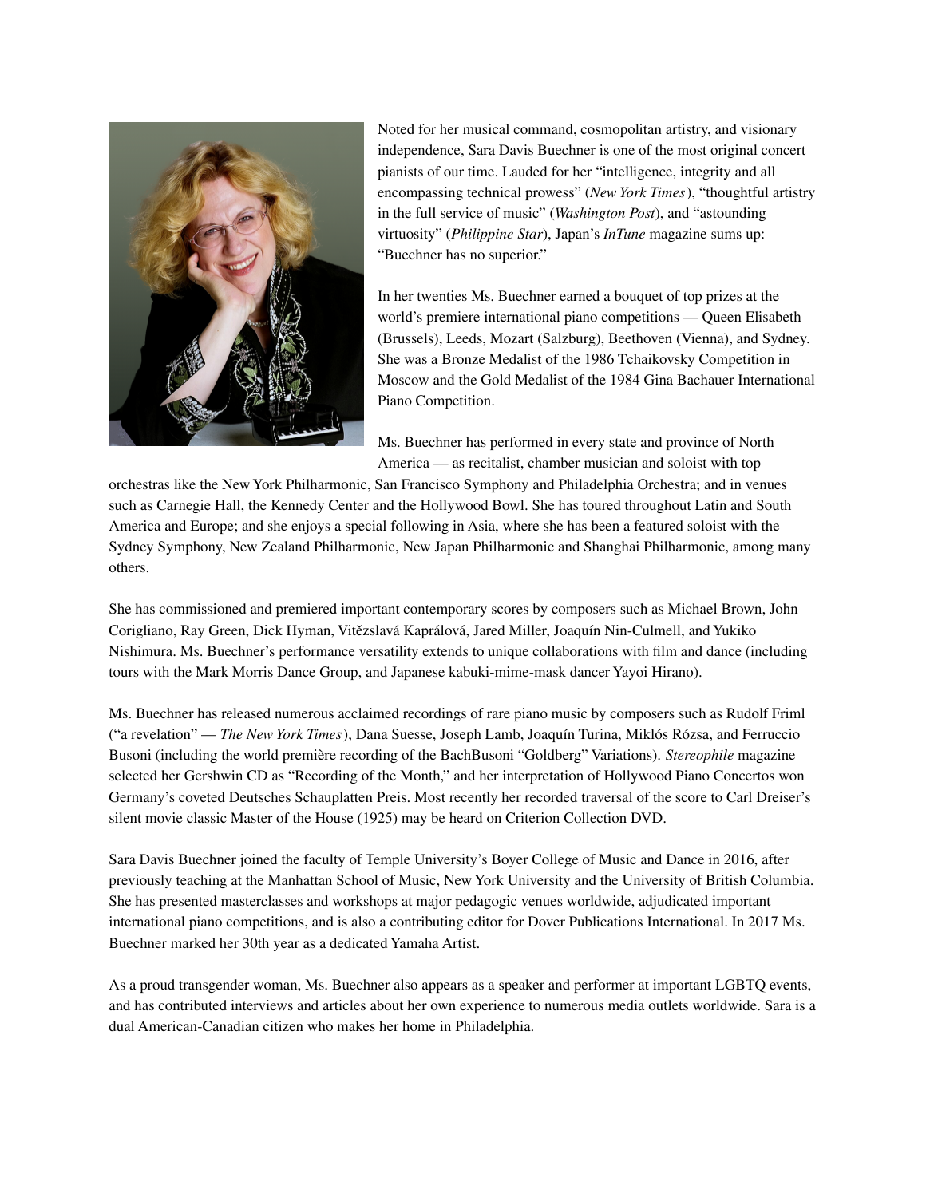Noted for her musical command, cosmopolitan artistry, and visionary independence, Sara Davis Buechner is one of the most original concert pianists of our time. Lauded for her "intelligence, integrity and all encompassing technical prowess" (*New York Times*), "thoughtful artistry in the full service of music" (*Washington Post*), and "astounding virtuosity" (*Philippine Star*), Japan's *InTune* magazine sums up: "Buechner has no superior."

In her twenties Ms. Buechner earned a bouquet of top prizes at the world's premiere international piano competitions — Queen Elisabeth (Brussels), Leeds, Mozart (Salzburg), Beethoven (Vienna), and Sydney. She was a Bronze Medalist of the 1986 Tchaikovsky Competition in Moscow and the Gold Medalist of the 1984 Gina Bachauer International Piano Competition.

Ms. Buechner has performed in every state and province of North America — as recitalist, chamber musician and soloist with top orchestras like the New York Philharmonic, San Francisco Symphony and Philadelphia Orchestra; and in venues such as Carnegie Hall, the Kennedy Center and the Hollywood Bowl. She has toured throughout Latin and South America and Europe; and she enjoys a special following in Asia, where she has been a featured soloist with the Sydney Symphony, New Zealand Philharmonic, New Japan Philharmonic and Shanghai Philharmonic, among many others.

She has commissioned and premiered important contemporary scores by composers such as Michael Brown, John Corigliano, Ray Green, Dick Hyman, Vitězslavá Kaprálová, Jared Miller, Joaquín Nin-Culmell, and Yukiko Nishimura. Ms. Buechner's performance versatility extends to unique collaborations with film and dance (including tours with the Mark Morris Dance Group, and Japanese kabuki-mime-mask dancer Yayoi Hirano).

Ms. Buechner has released numerous acclaimed recordings of rare piano music by composers such as Rudolf Friml ("a revelation" — *The New York Times*), Dana Suesse, Joseph Lamb, Joaquín Turina, Miklós Rózsa, and Ferruccio Busoni (including the world première recording of the BachBusoni "Goldberg" Variations). *Stereophile* magazine selected her Gershwin CD as "Recording of the Month," and her interpretation of Hollywood Piano Concertos won Germany's coveted Deutsches Schauplatten Preis. Most recently her recorded traversal of the score to Carl Dreiser's silent movie classic Master of the House (1925) may be heard on Criterion Collection DVD.

Sara Davis Buechner joined the faculty of Temple University's Boyer College of Music and Dance in 2016, after previously teaching at the Manhattan School of Music, New York University and the University of British Columbia. She has presented masterclasses and workshops at major pedagogic venues worldwide, adjudicated important international piano competitions, and is also a contributing editor for Dover Publications International. In 2017 Ms. Buechner marked her 30th year as a dedicated Yamaha Artist.

As a proud transgender woman, Ms. Buechner also appears as a speaker and performer at important LGBTQ events, and has contributed interviews and articles about her own experience to numerous media outlets worldwide. Sara is a dual American-Canadian citizen who makes her home in Philadelphia.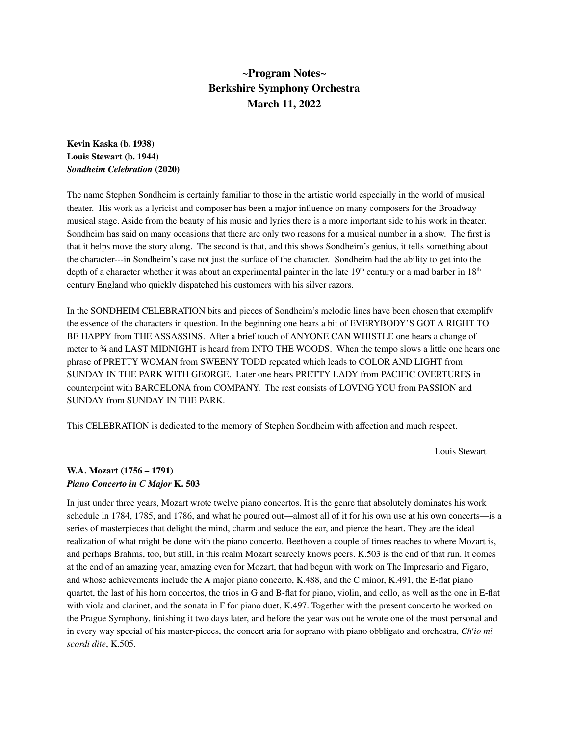# ~Program Notes~
# Berkshire Symphony Orchestra
# March 11, 2022

**Kevin Kaska (b. 1938)**
**Louis Stewart (b. 1944)**
***Sondheim Celebration* (2020)**

The name Stephen Sondheim is certainly familiar to those in the artistic world especially in the world of musical theater. His work as a lyricist and composer has been a major influence on many composers for the Broadway musical stage. Aside from the beauty of his music and lyrics there is a more important side to his work in theater. Sondheim has said on many occasions that there are only two reasons for a musical number in a show. The first is that it helps move the story along. The second is that, and this shows Sondheim's genius, it tells something about the character---in Sondheim's case not just the surface of the character. Sondheim had the ability to get into the depth of a character whether it was about an experimental painter in the late 19th century or a mad barber in 18th century England who quickly dispatched his customers with his silver razors.

In the SONDHEIM CELEBRATION bits and pieces of Sondheim's melodic lines have been chosen that exemplify the essence of the characters in question. In the beginning one hears a bit of EVERYBODY'S GOT A RIGHT TO BE HAPPY from THE ASSASSINS. After a brief touch of ANYONE CAN WHISTLE one hears a change of meter to ¾ and LAST MIDNIGHT is heard from INTO THE WOODS. When the tempo slows a little one hears one phrase of PRETTY WOMAN from SWEENY TODD repeated which leads to COLOR AND LIGHT from SUNDAY IN THE PARK WITH GEORGE. Later one hears PRETTY LADY from PACIFIC OVERTURES in counterpoint with BARCELONA from COMPANY. The rest consists of LOVING YOU from PASSION and SUNDAY from SUNDAY IN THE PARK.

This CELEBRATION is dedicated to the memory of Stephen Sondheim with affection and much respect.

Louis Stewart

**W.A. Mozart (1756 – 1791)**
***Piano Concerto in C Major* K. 503**

In just under three years, Mozart wrote twelve piano concertos. It is the genre that absolutely dominates his work schedule in 1784, 1785, and 1786, and what he poured out—almost all of it for his own use at his own concerts—is a series of masterpieces that delight the mind, charm and seduce the ear, and pierce the heart. They are the ideal realization of what might be done with the piano concerto. Beethoven a couple of times reaches to where Mozart is, and perhaps Brahms, too, but still, in this realm Mozart scarcely knows peers. K.503 is the end of that run. It comes at the end of an amazing year, amazing even for Mozart, that had begun with work on The Impresario and Figaro, and whose achievements include the A major piano concerto, K.488, and the C minor, K.491, the E-flat piano quartet, the last of his horn concertos, the trios in G and B-flat for piano, violin, and cello, as well as the one in E-flat with viola and clarinet, and the sonata in F for piano duet, K.497. Together with the present concerto he worked on the Prague Symphony, finishing it two days later, and before the year was out he wrote one of the most personal and in every way special of his master-pieces, the concert aria for soprano with piano obbligato and orchestra, *Ch'io mi scordi dite*, K.505.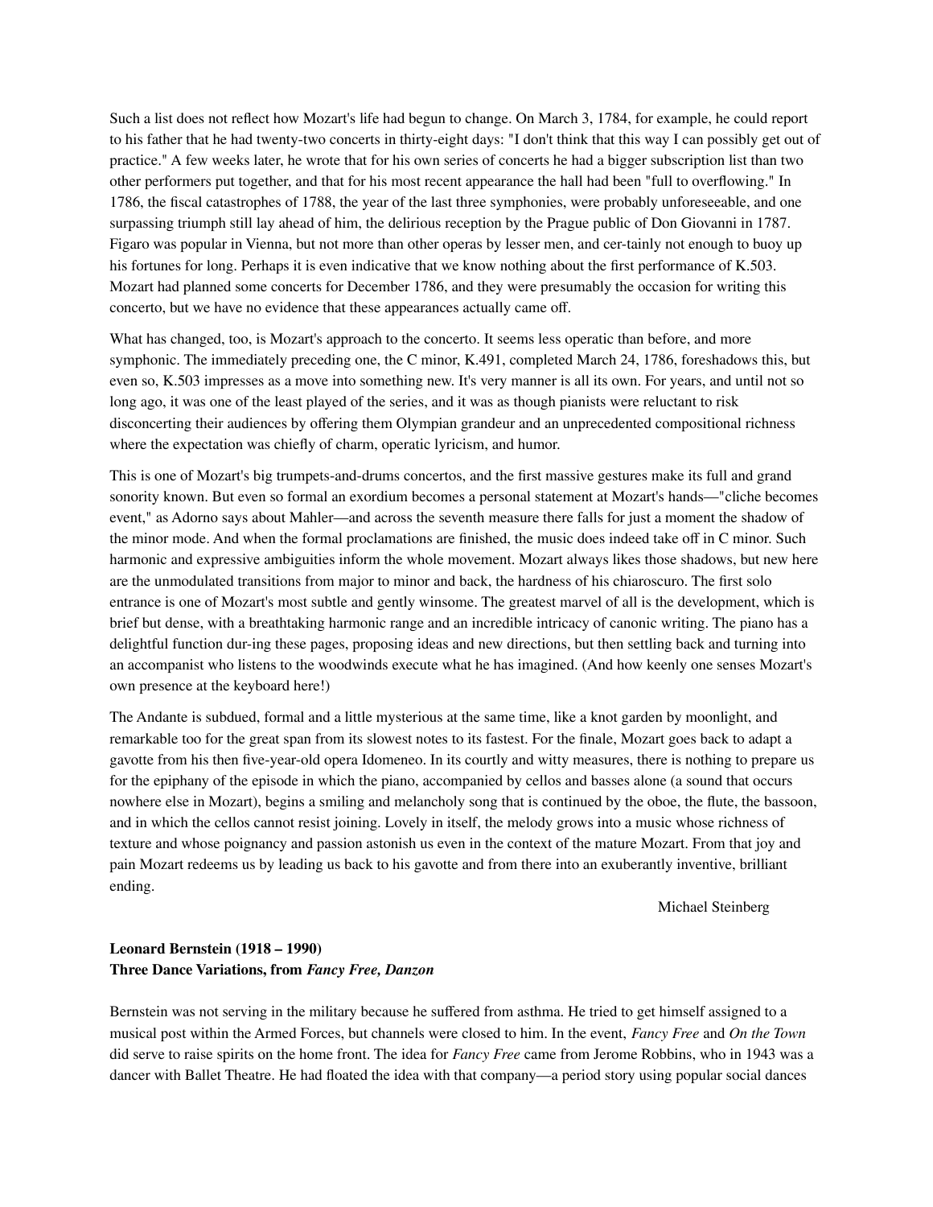Such a list does not reflect how Mozart's life had begun to change. On March 3, 1784, for example, he could report to his father that he had twenty-two concerts in thirty-eight days: "I don't think that this way I can possibly get out of practice." A few weeks later, he wrote that for his own series of concerts he had a bigger subscription list than two other performers put together, and that for his most recent appearance the hall had been "full to overflowing." In 1786, the fiscal catastrophes of 1788, the year of the last three symphonies, were probably unforeseeable, and one surpassing triumph still lay ahead of him, the delirious reception by the Prague public of Don Giovanni in 1787. Figaro was popular in Vienna, but not more than other operas by lesser men, and cer-tainly not enough to buoy up his fortunes for long. Perhaps it is even indicative that we know nothing about the first performance of K.503. Mozart had planned some concerts for December 1786, and they were presumably the occasion for writing this concerto, but we have no evidence that these appearances actually came off.

What has changed, too, is Mozart's approach to the concerto. It seems less operatic than before, and more symphonic. The immediately preceding one, the C minor, K.491, completed March 24, 1786, foreshadows this, but even so, K.503 impresses as a move into something new. It's very manner is all its own. For years, and until not so long ago, it was one of the least played of the series, and it was as though pianists were reluctant to risk disconcerting their audiences by offering them Olympian grandeur and an unprecedented compositional richness where the expectation was chiefly of charm, operatic lyricism, and humor.

This is one of Mozart's big trumpets-and-drums concertos, and the first massive gestures make its full and grand sonority known. But even so formal an exordium becomes a personal statement at Mozart's hands—"cliche becomes event," as Adorno says about Mahler—and across the seventh measure there falls for just a moment the shadow of the minor mode. And when the formal proclamations are finished, the music does indeed take off in C minor. Such harmonic and expressive ambiguities inform the whole movement. Mozart always likes those shadows, but new here are the unmodulated transitions from major to minor and back, the hardness of his chiaroscuro. The first solo entrance is one of Mozart's most subtle and gently winsome. The greatest marvel of all is the development, which is brief but dense, with a breathtaking harmonic range and an incredible intricacy of canonic writing. The piano has a delightful function dur-ing these pages, proposing ideas and new directions, but then settling back and turning into an accompanist who listens to the woodwinds execute what he has imagined. (And how keenly one senses Mozart's own presence at the keyboard here!)

The Andante is subdued, formal and a little mysterious at the same time, like a knot garden by moonlight, and remarkable too for the great span from its slowest notes to its fastest. For the finale, Mozart goes back to adapt a gavotte from his then five-year-old opera Idomeneo. In its courtly and witty measures, there is nothing to prepare us for the epiphany of the episode in which the piano, accompanied by cellos and basses alone (a sound that occurs nowhere else in Mozart), begins a smiling and melancholy song that is continued by the oboe, the flute, the bassoon, and in which the cellos cannot resist joining. Lovely in itself, the melody grows into a music whose richness of texture and whose poignancy and passion astonish us even in the context of the mature Mozart. From that joy and pain Mozart redeems us by leading us back to his gavotte and from there into an exuberantly inventive, brilliant ending.

Michael Steinberg

**Leonard Bernstein (1918 – 1990)**
**Three Dance Variations, from *Fancy Free, Danzon***

Bernstein was not serving in the military because he suffered from asthma. He tried to get himself assigned to a musical post within the Armed Forces, but channels were closed to him. In the event, *Fancy Free* and *On the Town* did serve to raise spirits on the home front. The idea for *Fancy Free* came from Jerome Robbins, who in 1943 was a dancer with Ballet Theatre. He had floated the idea with that company—a period story using popular social dances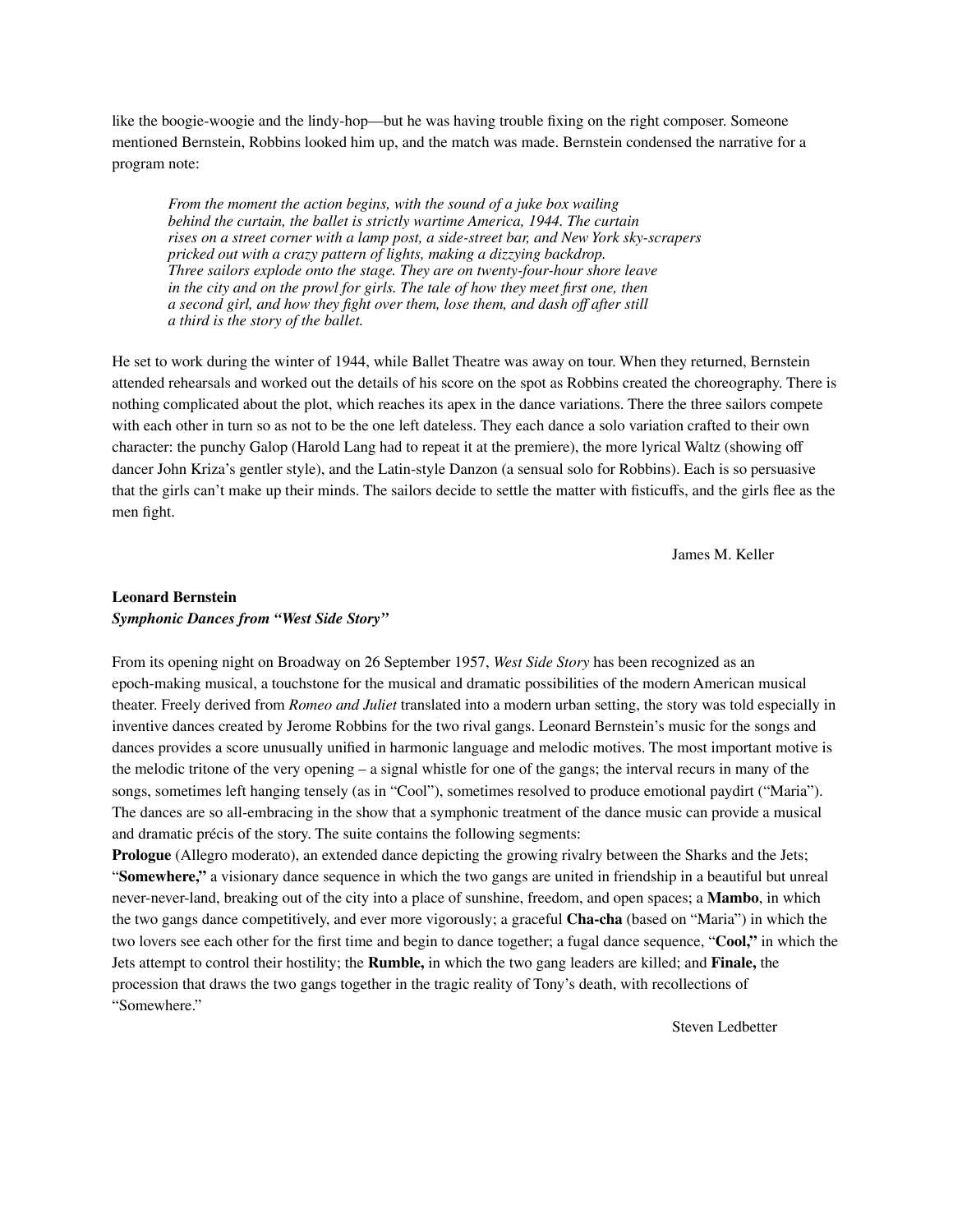like the boogie-woogie and the lindy-hop—but he was having trouble fixing on the right composer. Someone mentioned Bernstein, Robbins looked him up, and the match was made. Bernstein condensed the narrative for a program note:

> *From the moment the action begins, with the sound of a juke box wailing behind the curtain, the ballet is strictly wartime America, 1944. The curtain rises on a street corner with a lamp post, a side-street bar, and New York sky-scrapers pricked out with a crazy pattern of lights, making a dizzying backdrop. Three sailors explode onto the stage. They are on twenty-four-hour shore leave in the city and on the prowl for girls. The tale of how they meet first one, then a second girl, and how they fight over them, lose them, and dash off after still a third is the story of the ballet.*

He set to work during the winter of 1944, while Ballet Theatre was away on tour. When they returned, Bernstein attended rehearsals and worked out the details of his score on the spot as Robbins created the choreography. There is nothing complicated about the plot, which reaches its apex in the dance variations. There the three sailors compete with each other in turn so as not to be the one left dateless. They each dance a solo variation crafted to their own character: the punchy Galop (Harold Lang had to repeat it at the premiere), the more lyrical Waltz (showing off dancer John Kriza's gentler style), and the Latin-style Danzon (a sensual solo for Robbins). Each is so persuasive that the girls can't make up their minds. The sailors decide to settle the matter with fisticuffs, and the girls flee as the men fight.

James M. Keller

**Leonard Bernstein**
***Symphonic Dances from "West Side Story"***

From its opening night on Broadway on 26 September 1957, *West Side Story* has been recognized as an epoch-making musical, a touchstone for the musical and dramatic possibilities of the modern American musical theater. Freely derived from *Romeo and Juliet* translated into a modern urban setting, the story was told especially in inventive dances created by Jerome Robbins for the two rival gangs. Leonard Bernstein's music for the songs and dances provides a score unusually unified in harmonic language and melodic motives. The most important motive is the melodic tritone of the very opening – a signal whistle for one of the gangs; the interval recurs in many of the songs, sometimes left hanging tensely (as in "Cool"), sometimes resolved to produce emotional paydirt ("Maria"). The dances are so all-embracing in the show that a symphonic treatment of the dance music can provide a musical and dramatic précis of the story. The suite contains the following segments:
**Prologue** (Allegro moderato), an extended dance depicting the growing rivalry between the Sharks and the Jets; "**Somewhere,**" a visionary dance sequence in which the two gangs are united in friendship in a beautiful but unreal never-never-land, breaking out of the city into a place of sunshine, freedom, and open spaces; a **Mambo**, in which the two gangs dance competitively, and ever more vigorously; a graceful **Cha-cha** (based on "Maria") in which the two lovers see each other for the first time and begin to dance together; a fugal dance sequence, "**Cool,**" in which the Jets attempt to control their hostility; the **Rumble,** in which the two gang leaders are killed; and **Finale,** the procession that draws the two gangs together in the tragic reality of Tony's death, with recollections of "Somewhere."

Steven Ledbetter